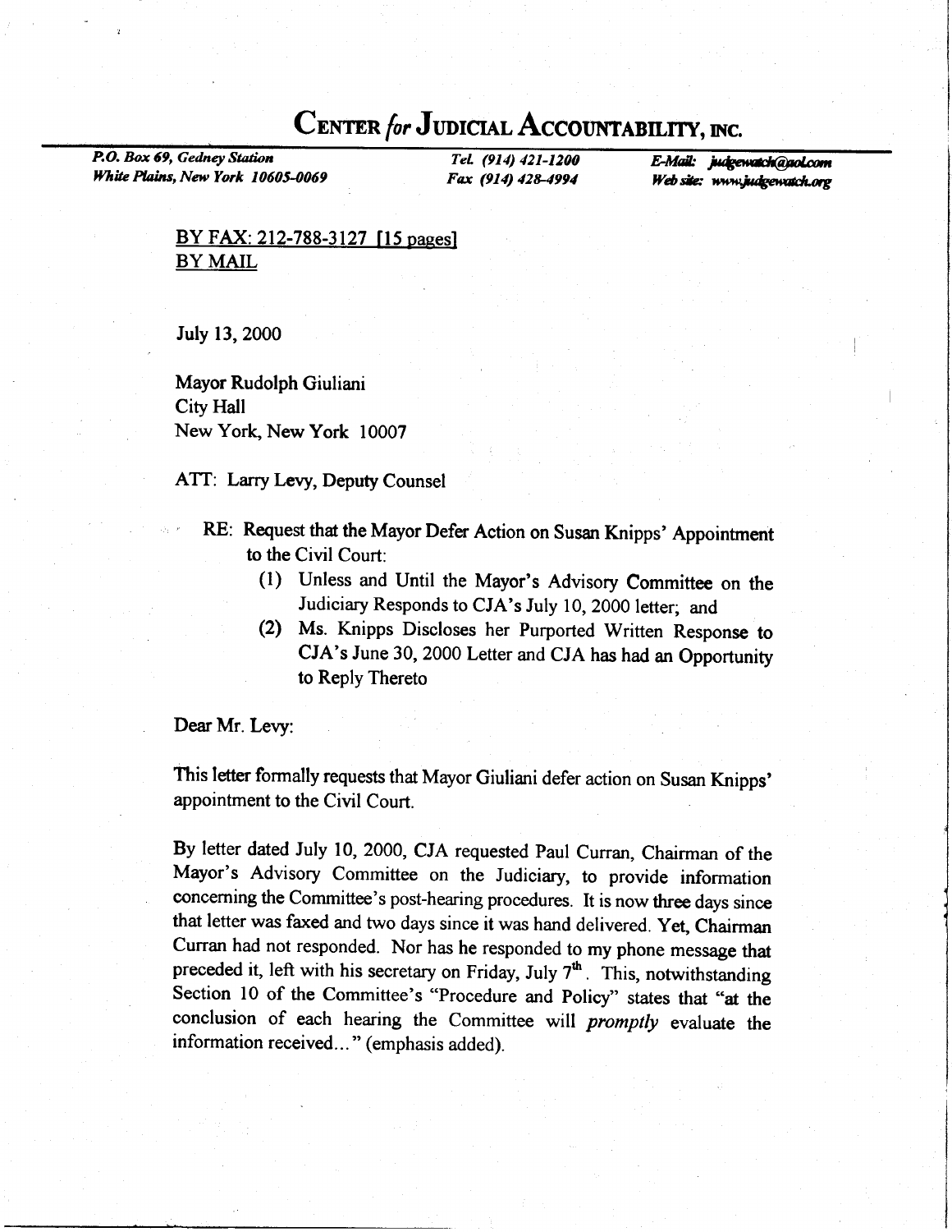# CENTER *for* JUDICIAL ACCOUNTABILITY, INC.

*P.O. Box 69, Gedney Station*
*White Plains, New York 10605-0069*

*Tel. (914) 421-1200*
*Fax (914) 428-4994*

*E-Mail: judgewatch@aol.com*
*Web site: www.judgewatch.org*

BY FAX: 212-788-3127 [15 pages]
BY MAIL

July 13, 2000

Mayor Rudolph Giuliani
City Hall
New York, New York 10007

ATT: Larry Levy, Deputy Counsel

RE: Request that the Mayor Defer Action on Susan Knipps' Appointment to the Civil Court:

(1) Unless and Until the Mayor's Advisory Committee on the Judiciary Responds to CJA's July 10, 2000 letter; and
(2) Ms. Knipps Discloses her Purported Written Response to CJA's June 30, 2000 Letter and CJA has had an Opportunity to Reply Thereto

Dear Mr. Levy:

This letter formally requests that Mayor Giuliani defer action on Susan Knipps' appointment to the Civil Court.

By letter dated July 10, 2000, CJA requested Paul Curran, Chairman of the Mayor's Advisory Committee on the Judiciary, to provide information concerning the Committee's post-hearing procedures. It is now three days since that letter was faxed and two days since it was hand delivered. Yet, Chairman Curran had not responded. Nor has he responded to my phone message that preceded it, left with his secretary on Friday, July 7th. This, notwithstanding Section 10 of the Committee's "Procedure and Policy" states that "at the conclusion of each hearing the Committee will *promptly* evaluate the information received..." (emphasis added).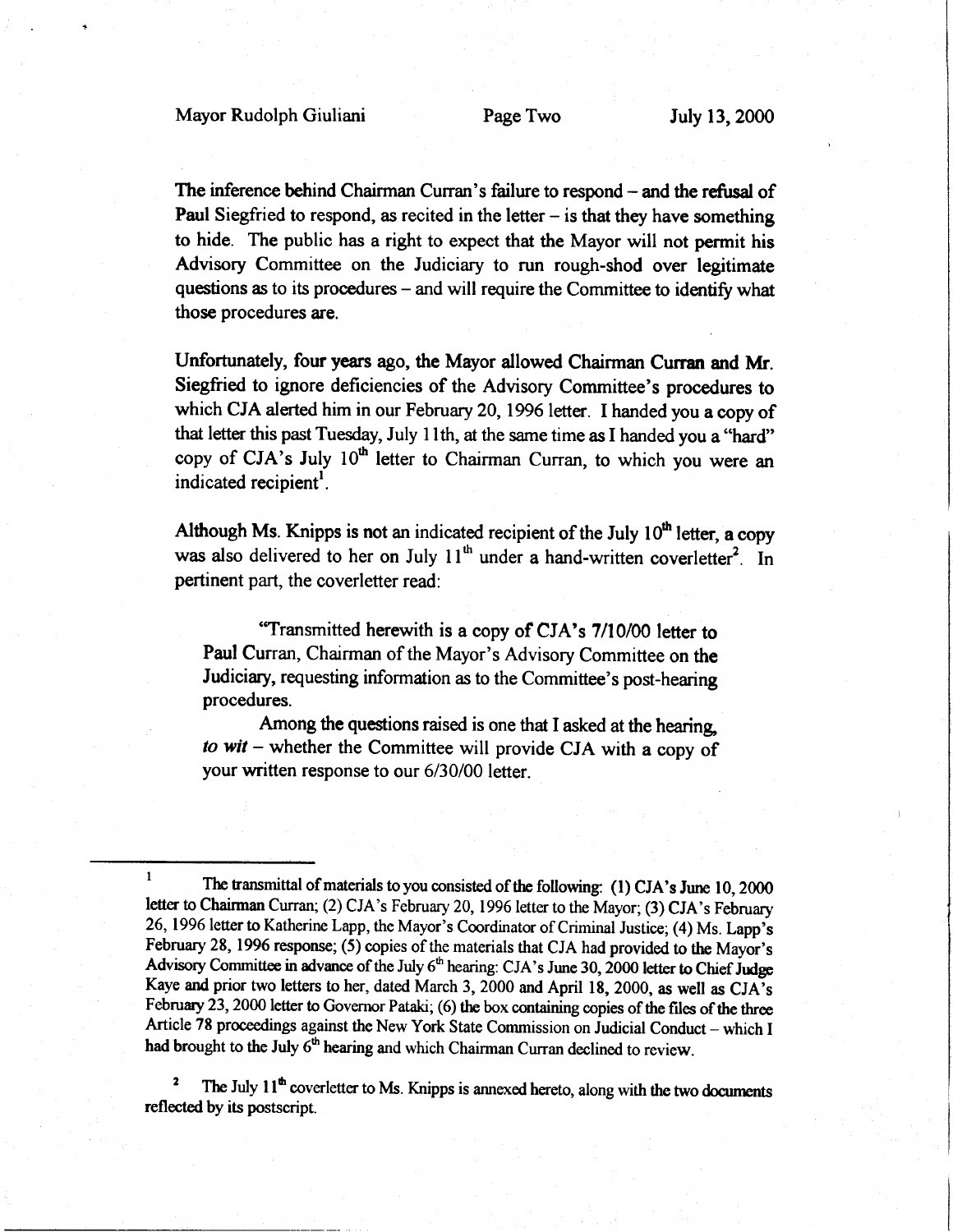The inference behind Chairman Curran's failure to respond – and the refusal of Paul Siegfried to respond, as recited in the letter – is that they have something to hide. The public has a right to expect that the Mayor will not permit his Advisory Committee on the Judiciary to run rough-shod over legitimate questions as to its procedures – and will require the Committee to identify what those procedures are.

Unfortunately, four years ago, the Mayor allowed Chairman Curran and Mr. Siegfried to ignore deficiencies of the Advisory Committee's procedures to which CJA alerted him in our February 20, 1996 letter. I handed you a copy of that letter this past Tuesday, July 11th, at the same time as I handed you a "hard" copy of CJA's July 10th letter to Chairman Curran, to which you were an indicated recipient[1].

Although Ms. Knipps is not an indicated recipient of the July 10th letter, a copy was also delivered to her on July 11th under a hand-written coverletter[2]. In pertinent part, the coverletter read:

> "Transmitted herewith is a copy of CJA's 7/10/00 letter to Paul Curran, Chairman of the Mayor's Advisory Committee on the Judiciary, requesting information as to the Committee's post-hearing procedures.
>
> Among the questions raised is one that I asked at the hearing, *to wit* – whether the Committee will provide CJA with a copy of your written response to our 6/30/00 letter.

---

[1] The transmittal of materials to you consisted of the following: (1) CJA's June 10, 2000 letter to Chairman Curran; (2) CJA's February 20, 1996 letter to the Mayor; (3) CJA's February 26, 1996 letter to Katherine Lapp, the Mayor's Coordinator of Criminal Justice; (4) Ms. Lapp's February 28, 1996 response; (5) copies of the materials that CJA had provided to the Mayor's Advisory Committee in advance of the July 6th hearing: CJA's June 30, 2000 letter to Chief Judge Kaye and prior two letters to her, dated March 3, 2000 and April 18, 2000, as well as CJA's February 23, 2000 letter to Governor Pataki; (6) the box containing copies of the files of the three Article 78 proceedings against the New York State Commission on Judicial Conduct – which I had brought to the July 6th hearing and which Chairman Curran declined to review.

[2] The July 11th coverletter to Ms. Knipps is annexed hereto, along with the two documents reflected by its postscript.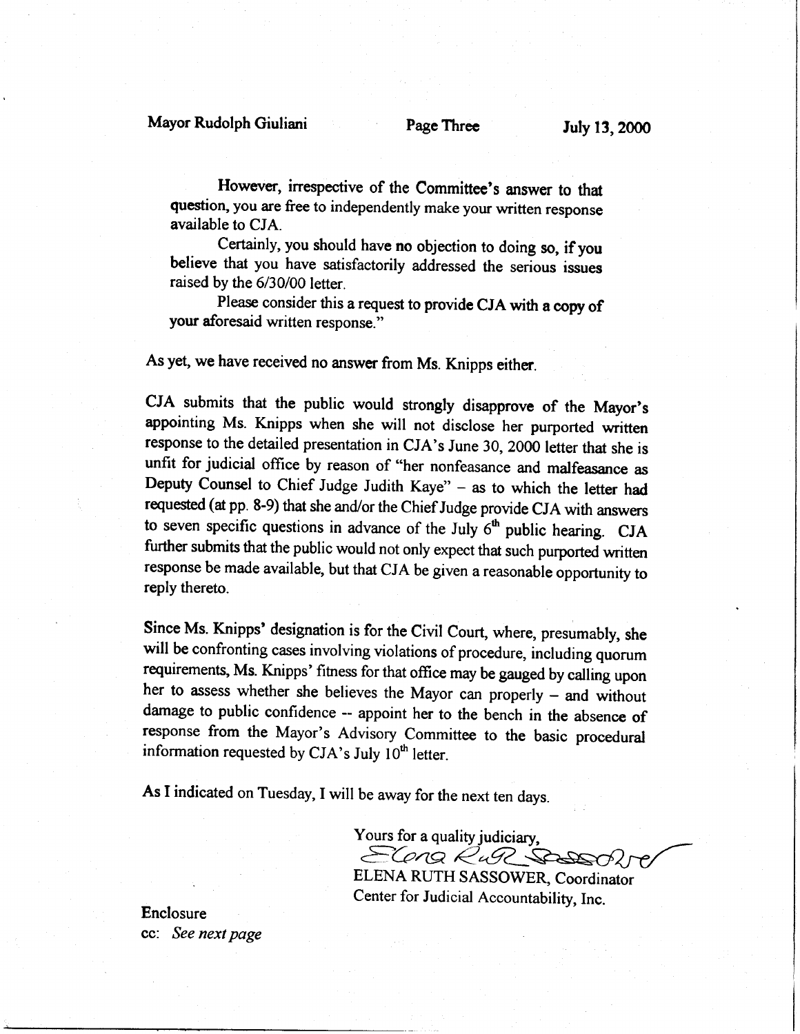However, irrespective of the Committee's answer to that question, you are free to independently make your written response available to CJA.

Certainly, you should have no objection to doing so, if you believe that you have satisfactorily addressed the serious issues raised by the 6/30/00 letter.

Please consider this a request to provide CJA with a copy of your aforesaid written response."

As yet, we have received no answer from Ms. Knipps either.

CJA submits that the public would strongly disapprove of the Mayor's appointing Ms. Knipps when she will not disclose her purported written response to the detailed presentation in CJA's June 30, 2000 letter that she is unfit for judicial office by reason of "her nonfeasance and malfeasance as Deputy Counsel to Chief Judge Judith Kaye" – as to which the letter had requested (at pp. 8-9) that she and/or the Chief Judge provide CJA with answers to seven specific questions in advance of the July 6th public hearing. CJA further submits that the public would not only expect that such purported written response be made available, but that CJA be given a reasonable opportunity to reply thereto.

Since Ms. Knipps' designation is for the Civil Court, where, presumably, she will be confronting cases involving violations of procedure, including quorum requirements, Ms. Knipps' fitness for that office may be gauged by calling upon her to assess whether she believes the Mayor can properly – and without damage to public confidence -- appoint her to the bench in the absence of response from the Mayor's Advisory Committee to the basic procedural information requested by CJA's July 10th letter.

As I indicated on Tuesday, I will be away for the next ten days.

Yours for a quality judiciary,

*Elena Ruth Sassower*

ELENA RUTH SASSOWER, Coordinator
Center for Judicial Accountability, Inc.

Enclosure
cc: *See next page*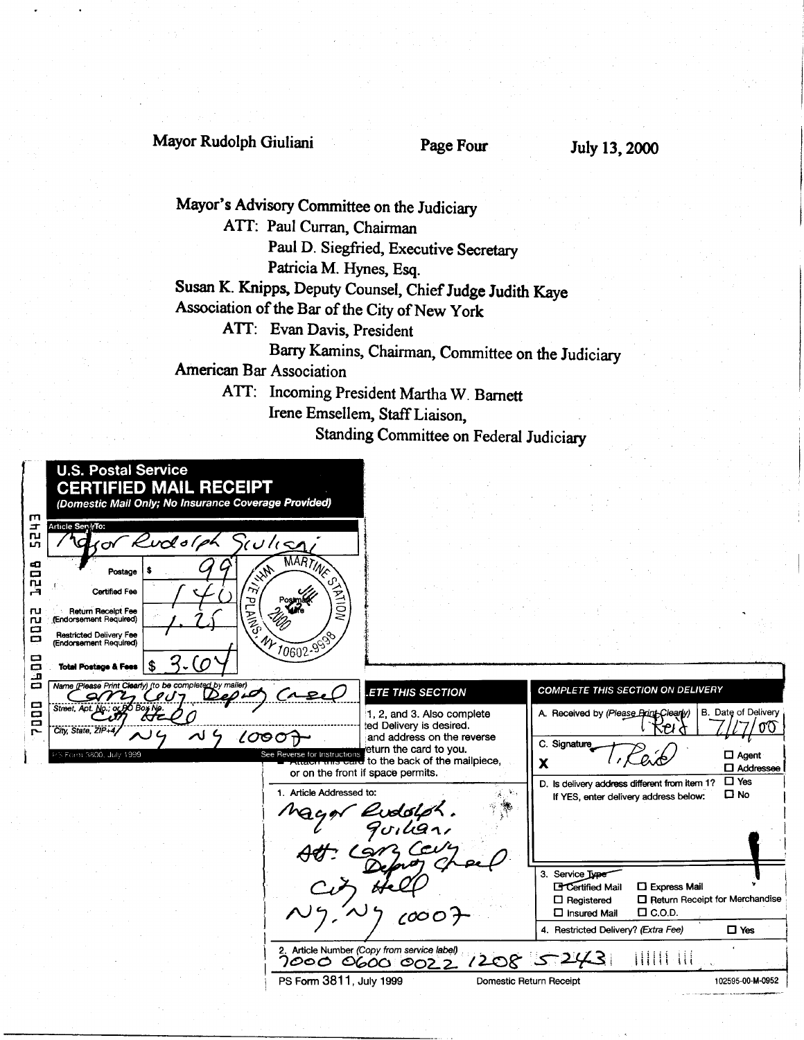Mayor Rudolph Giuliani — Page Four — July 13, 2000

Mayor's Advisory Committee on the Judiciary
- ATT: Paul Curran, Chairman
  - Paul D. Siegfried, Executive Secretary
  - Patricia M. Hynes, Esq.

Susan K. Knipps, Deputy Counsel, Chief Judge Judith Kaye

Association of the Bar of the City of New York
- ATT: Evan Davis, President
  - Barry Kamins, Chairman, Committee on the Judiciary

American Bar Association
- ATT: Incoming President Martha W. Barnett
  - Irene Emsellem, Staff Liaison,
    Standing Committee on Federal Judiciary

**U.S. Postal Service**
**CERTIFIED MAIL RECEIPT**
*(Domestic Mail Only; No Insurance Coverage Provided)*

Article Sent To: Mayor Rudolph Giuliani

| | |
|---|---|
| Postage | $ .99 |
| Certified Fee | 1.40 |
| Return Receipt Fee (Endorsement Required) | 1.25 |
| Restricted Delivery Fee (Endorsement Required) | |
| Total Postage & Fees | $ 3.64 |

Postmark: MARTINE STATION WHITE PLAINS, NY 10602-9998, JUL 13 2000

Name (Please Print Clearly) (to be completed by mailer): Carry Levy Deputy Counsel

Street, Apt. No.; or PO Box No.: City Hall

City, State, ZIP+4: NY NY 10007

PS Form 3800, July 1999 — See Reverse for Instructions

7000 0600 0022 1208 5243

...ETE THIS SECTION

...1, 2, and 3. Also complete ...ted Delivery is desired. ...and address on the reverse ...return the card to you.
■ Attach this card to the back of the mailpiece, or on the front if space permits.

1. Article Addressed to:
Mayor Rudolph Guiliani
Att: Carry Levy Deputy Counsel
City Hall
NY, NY 10007

**COMPLETE THIS SECTION ON DELIVERY**

A. Received by (Please Print Clearly): T. Reid — B. Date of Delivery: 7/17/00

C. Signature: X T. Reid ☐ Agent ☐ Addressee

D. Is delivery address different from item 1? ☐ Yes
If YES, enter delivery address below: ☐ No

3. Service Type
☒ Certified Mail ☐ Express Mail
☐ Registered ☐ Return Receipt for Merchandise
☐ Insured Mail ☐ C.O.D.

4. Restricted Delivery? (Extra Fee) ☐ Yes

2. Article Number (Copy from service label): 7000 0600 0022 1208 5243

PS Form 3811, July 1999 — Domestic Return Receipt — 102595-00-M-0952